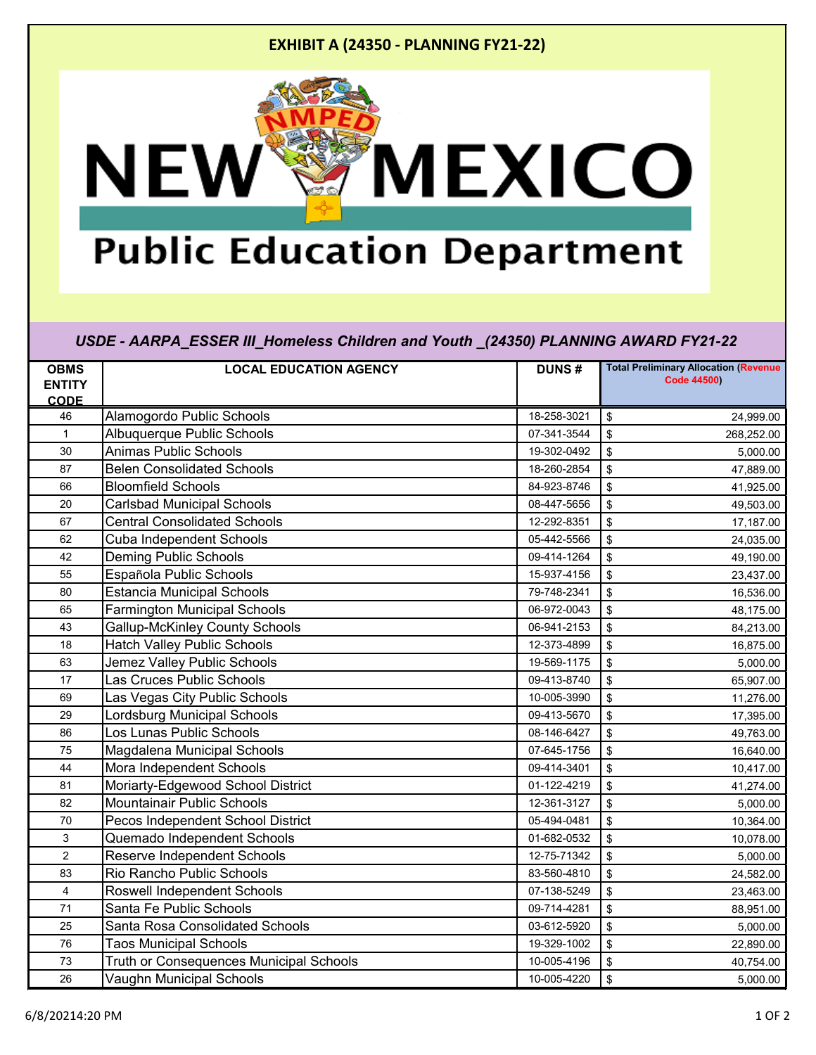# EXHIBIT A (24350 - PLANNING FY21-22)

NEW MEXICO Public Education Department

## *USDE - AARPA_ESSER III_Homeless Children and Youth _(24350) PLANNING AWARD FY21-22*

| OBMS ENTITY CODE | LOCAL EDUCATION AGENCY | DUNS # | Total Preliminary Allocation (Revenue Code 44500) |
|---|---|---|---|
| 46 | Alamogordo Public Schools | 18-258-3021 | $ 24,999.00 |
| 1 | Albuquerque Public Schools | 07-341-3544 | $ 268,252.00 |
| 30 | Animas Public Schools | 19-302-0492 | $ 5,000.00 |
| 87 | Belen Consolidated Schools | 18-260-2854 | $ 47,889.00 |
| 66 | Bloomfield Schools | 84-923-8746 | $ 41,925.00 |
| 20 | Carlsbad Municipal Schools | 08-447-5656 | $ 49,503.00 |
| 67 | Central Consolidated Schools | 12-292-8351 | $ 17,187.00 |
| 62 | Cuba Independent Schools | 05-442-5566 | $ 24,035.00 |
| 42 | Deming Public Schools | 09-414-1264 | $ 49,190.00 |
| 55 | Española Public Schools | 15-937-4156 | $ 23,437.00 |
| 80 | Estancia Municipal Schools | 79-748-2341 | $ 16,536.00 |
| 65 | Farmington Municipal Schools | 06-972-0043 | $ 48,175.00 |
| 43 | Gallup-McKinley County Schools | 06-941-2153 | $ 84,213.00 |
| 18 | Hatch Valley Public Schools | 12-373-4899 | $ 16,875.00 |
| 63 | Jemez Valley Public Schools | 19-569-1175 | $ 5,000.00 |
| 17 | Las Cruces Public Schools | 09-413-8740 | $ 65,907.00 |
| 69 | Las Vegas City Public Schools | 10-005-3990 | $ 11,276.00 |
| 29 | Lordsburg Municipal Schools | 09-413-5670 | $ 17,395.00 |
| 86 | Los Lunas Public Schools | 08-146-6427 | $ 49,763.00 |
| 75 | Magdalena Municipal Schools | 07-645-1756 | $ 16,640.00 |
| 44 | Mora Independent Schools | 09-414-3401 | $ 10,417.00 |
| 81 | Moriarty-Edgewood School District | 01-122-4219 | $ 41,274.00 |
| 82 | Mountainair Public Schools | 12-361-3127 | $ 5,000.00 |
| 70 | Pecos Independent School District | 05-494-0481 | $ 10,364.00 |
| 3 | Quemado Independent Schools | 01-682-0532 | $ 10,078.00 |
| 2 | Reserve Independent Schools | 12-75-71342 | $ 5,000.00 |
| 83 | Rio Rancho Public Schools | 83-560-4810 | $ 24,582.00 |
| 4 | Roswell Independent Schools | 07-138-5249 | $ 23,463.00 |
| 71 | Santa Fe Public Schools | 09-714-4281 | $ 88,951.00 |
| 25 | Santa Rosa Consolidated Schools | 03-612-5920 | $ 5,000.00 |
| 76 | Taos Municipal Schools | 19-329-1002 | $ 22,890.00 |
| 73 | Truth or Consequences Municipal Schools | 10-005-4196 | $ 40,754.00 |
| 26 | Vaughn Municipal Schools | 10-005-4220 | $ 5,000.00 |

6/8/20214:20 PM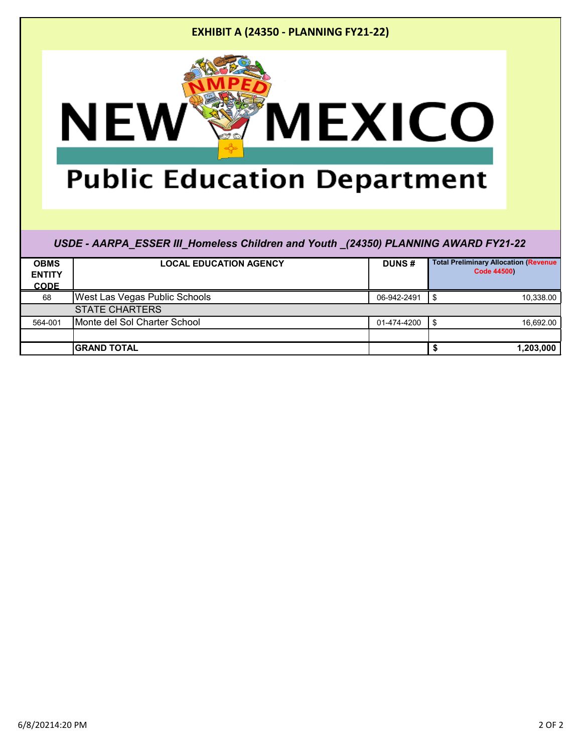# EXHIBIT A (24350 - PLANNING FY21-22)

NEW MEXICO Public Education Department

*USDE - AARPA_ESSER III_Homeless Children and Youth _(24350) PLANNING AWARD FY21-22*

| OBMS ENTITY CODE | LOCAL EDUCATION AGENCY | DUNS # | Total Preliminary Allocation (Revenue Code 44500) |
|---|---|---|---|
| 68 | West Las Vegas Public Schools | 06-942-2491 | $ 10,338.00 |
| | STATE CHARTERS | | |
| 564-001 | Monte del Sol Charter School | 01-474-4200 | $ 16,692.00 |
| | | | |
| | **GRAND TOTAL** | | **$ 1,203,000** |